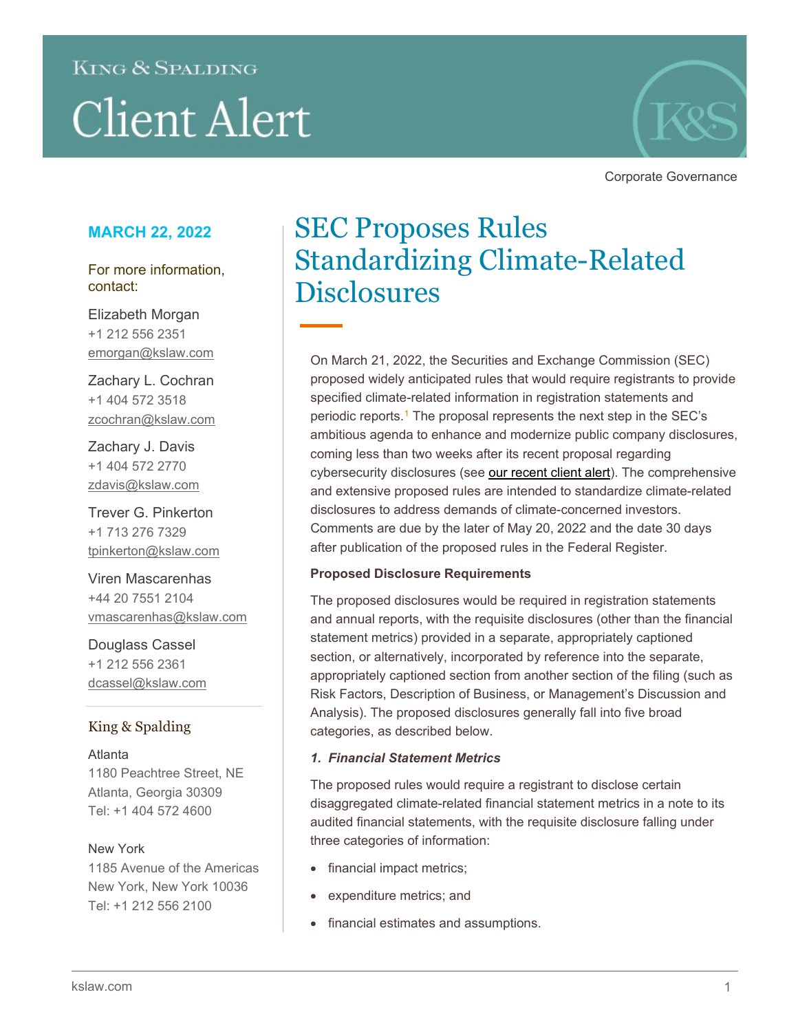King & Spalding

# Client Alert

Corporate Governance

**MARCH 22, 2022**

For more information, contact:

Elizabeth Morgan
+1 212 556 2351
emorgan@kslaw.com

Zachary L. Cochran
+1 404 572 3518
zcochran@kslaw.com

Zachary J. Davis
+1 404 572 2770
zdavis@kslaw.com

Trever G. Pinkerton
+1 713 276 7329
tpinkerton@kslaw.com

Viren Mascarenhas
+44 20 7551 2104
vmascarenhas@kslaw.com

Douglass Cassel
+1 212 556 2361
dcassel@kslaw.com

King & Spalding

Atlanta
1180 Peachtree Street, NE
Atlanta, Georgia 30309
Tel: +1 404 572 4600

New York
1185 Avenue of the Americas
New York, New York 10036
Tel: +1 212 556 2100

# SEC Proposes Rules Standardizing Climate-Related Disclosures

On March 21, 2022, the Securities and Exchange Commission (SEC) proposed widely anticipated rules that would require registrants to provide specified climate-related information in registration statements and periodic reports.[1] The proposal represents the next step in the SEC's ambitious agenda to enhance and modernize public company disclosures, coming less than two weeks after its recent proposal regarding cybersecurity disclosures (see our recent client alert). The comprehensive and extensive proposed rules are intended to standardize climate-related disclosures to address demands of climate-concerned investors. Comments are due by the later of May 20, 2022 and the date 30 days after publication of the proposed rules in the Federal Register.

**Proposed Disclosure Requirements**

The proposed disclosures would be required in registration statements and annual reports, with the requisite disclosures (other than the financial statement metrics) provided in a separate, appropriately captioned section, or alternatively, incorporated by reference into the separate, appropriately captioned section from another section of the filing (such as Risk Factors, Description of Business, or Management's Discussion and Analysis). The proposed disclosures generally fall into five broad categories, as described below.

***1. Financial Statement Metrics***

The proposed rules would require a registrant to disclose certain disaggregated climate-related financial statement metrics in a note to its audited financial statements, with the requisite disclosure falling under three categories of information:

- financial impact metrics;
- expenditure metrics; and
- financial estimates and assumptions.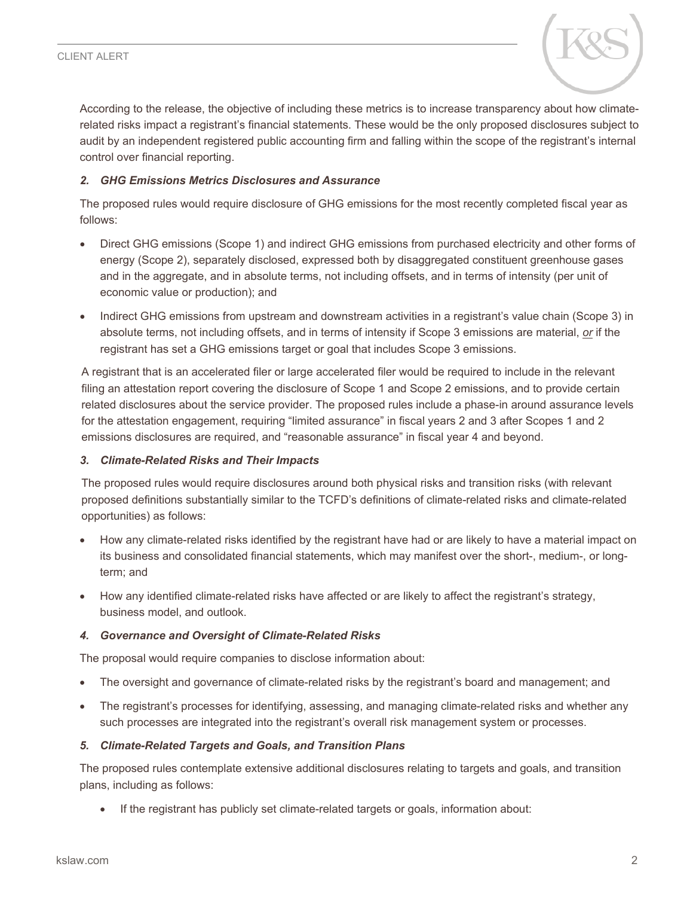According to the release, the objective of including these metrics is to increase transparency about how climate-related risks impact a registrant's financial statements. These would be the only proposed disclosures subject to audit by an independent registered public accounting firm and falling within the scope of the registrant's internal control over financial reporting.

### *2. GHG Emissions Metrics Disclosures and Assurance*

The proposed rules would require disclosure of GHG emissions for the most recently completed fiscal year as follows:

- Direct GHG emissions (Scope 1) and indirect GHG emissions from purchased electricity and other forms of energy (Scope 2), separately disclosed, expressed both by disaggregated constituent greenhouse gases and in the aggregate, and in absolute terms, not including offsets, and in terms of intensity (per unit of economic value or production); and
- Indirect GHG emissions from upstream and downstream activities in a registrant's value chain (Scope 3) in absolute terms, not including offsets, and in terms of intensity if Scope 3 emissions are material, *or* if the registrant has set a GHG emissions target or goal that includes Scope 3 emissions.

A registrant that is an accelerated filer or large accelerated filer would be required to include in the relevant filing an attestation report covering the disclosure of Scope 1 and Scope 2 emissions, and to provide certain related disclosures about the service provider. The proposed rules include a phase-in around assurance levels for the attestation engagement, requiring "limited assurance" in fiscal years 2 and 3 after Scopes 1 and 2 emissions disclosures are required, and "reasonable assurance" in fiscal year 4 and beyond.

### *3. Climate-Related Risks and Their Impacts*

The proposed rules would require disclosures around both physical risks and transition risks (with relevant proposed definitions substantially similar to the TCFD's definitions of climate-related risks and climate-related opportunities) as follows:

- How any climate-related risks identified by the registrant have had or are likely to have a material impact on its business and consolidated financial statements, which may manifest over the short-, medium-, or long-term; and
- How any identified climate-related risks have affected or are likely to affect the registrant's strategy, business model, and outlook.

### *4. Governance and Oversight of Climate-Related Risks*

The proposal would require companies to disclose information about:

- The oversight and governance of climate-related risks by the registrant's board and management; and
- The registrant's processes for identifying, assessing, and managing climate-related risks and whether any such processes are integrated into the registrant's overall risk management system or processes.

### *5. Climate-Related Targets and Goals, and Transition Plans*

The proposed rules contemplate extensive additional disclosures relating to targets and goals, and transition plans, including as follows:

- If the registrant has publicly set climate-related targets or goals, information about: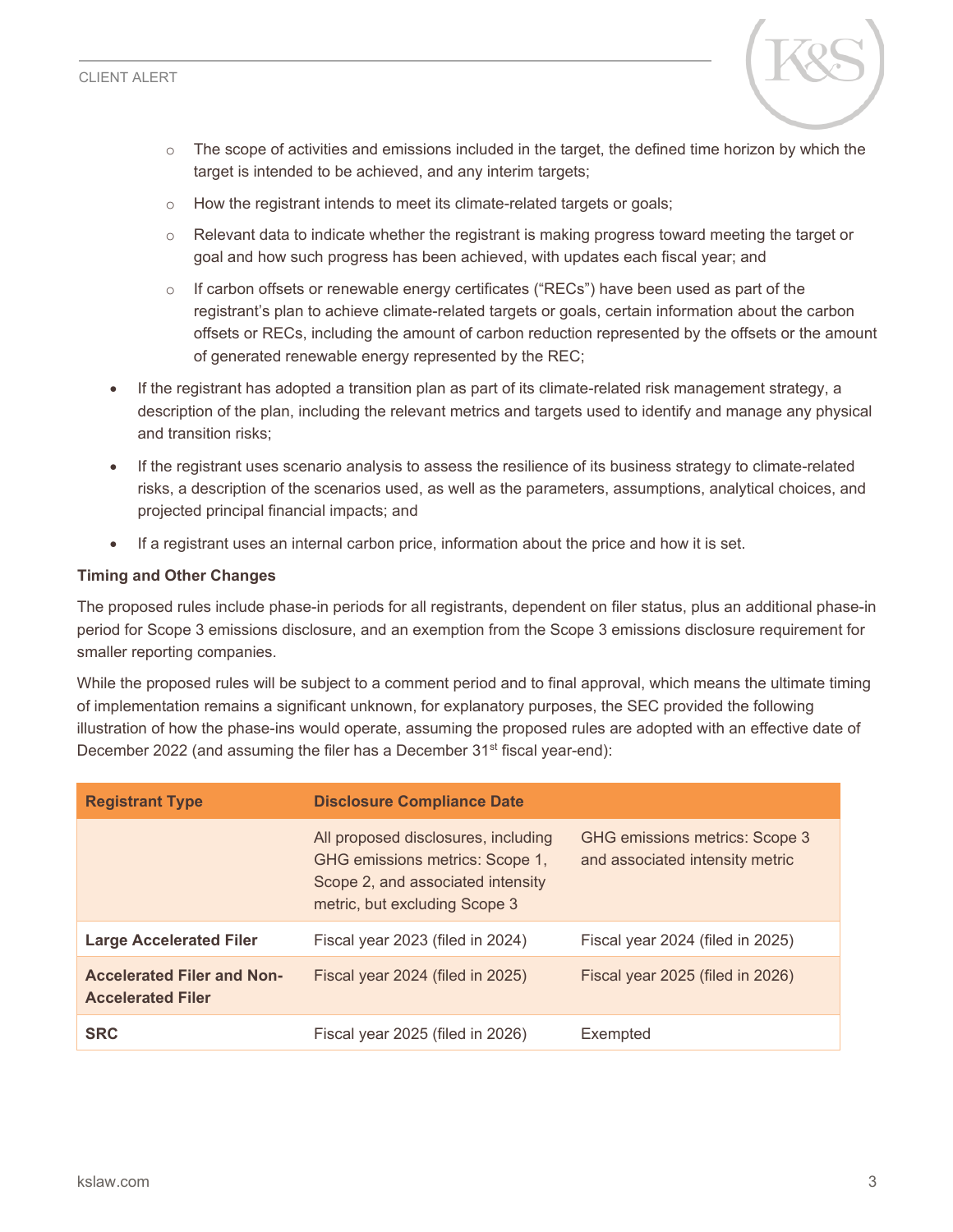- The scope of activities and emissions included in the target, the defined time horizon by which the target is intended to be achieved, and any interim targets;
  - How the registrant intends to meet its climate-related targets or goals;
  - Relevant data to indicate whether the registrant is making progress toward meeting the target or goal and how such progress has been achieved, with updates each fiscal year; and
  - If carbon offsets or renewable energy certificates ("RECs") have been used as part of the registrant's plan to achieve climate-related targets or goals, certain information about the carbon offsets or RECs, including the amount of carbon reduction represented by the offsets or the amount of generated renewable energy represented by the REC;
- If the registrant has adopted a transition plan as part of its climate-related risk management strategy, a description of the plan, including the relevant metrics and targets used to identify and manage any physical and transition risks;
- If the registrant uses scenario analysis to assess the resilience of its business strategy to climate-related risks, a description of the scenarios used, as well as the parameters, assumptions, analytical choices, and projected principal financial impacts; and
- If a registrant uses an internal carbon price, information about the price and how it is set.

**Timing and Other Changes**

The proposed rules include phase-in periods for all registrants, dependent on filer status, plus an additional phase-in period for Scope 3 emissions disclosure, and an exemption from the Scope 3 emissions disclosure requirement for smaller reporting companies.

While the proposed rules will be subject to a comment period and to final approval, which means the ultimate timing of implementation remains a significant unknown, for explanatory purposes, the SEC provided the following illustration of how the phase-ins would operate, assuming the proposed rules are adopted with an effective date of December 2022 (and assuming the filer has a December 31st fiscal year-end):

| Registrant Type | Disclosure Compliance Date | |
|---|---|---|
| | All proposed disclosures, including GHG emissions metrics: Scope 1, Scope 2, and associated intensity metric, but excluding Scope 3 | GHG emissions metrics: Scope 3 and associated intensity metric |
| **Large Accelerated Filer** | Fiscal year 2023 (filed in 2024) | Fiscal year 2024 (filed in 2025) |
| **Accelerated Filer and Non-Accelerated Filer** | Fiscal year 2024 (filed in 2025) | Fiscal year 2025 (filed in 2026) |
| **SRC** | Fiscal year 2025 (filed in 2026) | Exempted |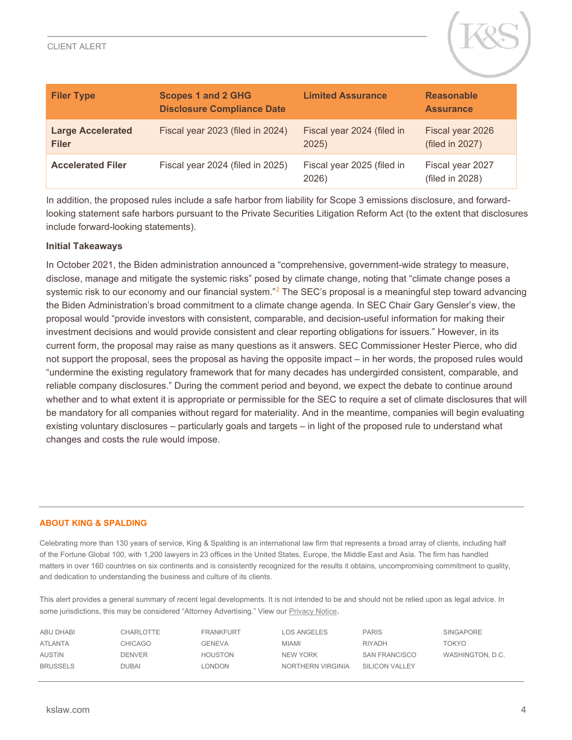| Filer Type | Scopes 1 and 2 GHG Disclosure Compliance Date | Limited Assurance | Reasonable Assurance |
|---|---|---|---|
| **Large Accelerated Filer** | Fiscal year 2023 (filed in 2024) | Fiscal year 2024 (filed in 2025) | Fiscal year 2026 (filed in 2027) |
| **Accelerated Filer** | Fiscal year 2024 (filed in 2025) | Fiscal year 2025 (filed in 2026) | Fiscal year 2027 (filed in 2028) |

In addition, the proposed rules include a safe harbor from liability for Scope 3 emissions disclosure, and forward-looking statement safe harbors pursuant to the Private Securities Litigation Reform Act (to the extent that disclosures include forward-looking statements).

**Initial Takeaways**

In October 2021, the Biden administration announced a "comprehensive, government-wide strategy to measure, disclose, manage and mitigate the systemic risks" posed by climate change, noting that "climate change poses a systemic risk to our economy and our financial system."[2] The SEC's proposal is a meaningful step toward advancing the Biden Administration's broad commitment to a climate change agenda. In SEC Chair Gary Gensler's view, the proposal would "provide investors with consistent, comparable, and decision-useful information for making their investment decisions and would provide consistent and clear reporting obligations for issuers." However, in its current form, the proposal may raise as many questions as it answers. SEC Commissioner Hester Pierce, who did not support the proposal, sees the proposal as having the opposite impact – in her words, the proposed rules would "undermine the existing regulatory framework that for many decades has undergirded consistent, comparable, and reliable company disclosures." During the comment period and beyond, we expect the debate to continue around whether and to what extent it is appropriate or permissible for the SEC to require a set of climate disclosures that will be mandatory for all companies without regard for materiality. And in the meantime, companies will begin evaluating existing voluntary disclosures – particularly goals and targets – in light of the proposed rule to understand what changes and costs the rule would impose.

**ABOUT KING & SPALDING**

Celebrating more than 130 years of service, King & Spalding is an international law firm that represents a broad array of clients, including half of the Fortune Global 100, with 1,200 lawyers in 23 offices in the United States, Europe, the Middle East and Asia. The firm has handled matters in over 160 countries on six continents and is consistently recognized for the results it obtains, uncompromising commitment to quality, and dedication to understanding the business and culture of its clients.

This alert provides a general summary of recent legal developments. It is not intended to be and should not be relied upon as legal advice. In some jurisdictions, this may be considered "Attorney Advertising." View our Privacy Notice.

| | | | | | |
|---|---|---|---|---|---|
| ABU DHABI | CHARLOTTE | FRANKFURT | LOS ANGELES | PARIS | SINGAPORE |
| ATLANTA | CHICAGO | GENEVA | MIAMI | RIYADH | TOKYO |
| AUSTIN | DENVER | HOUSTON | NEW YORK | SAN FRANCISCO | WASHINGTON, D.C. |
| BRUSSELS | DUBAI | LONDON | NORTHERN VIRGINIA | SILICON VALLEY | |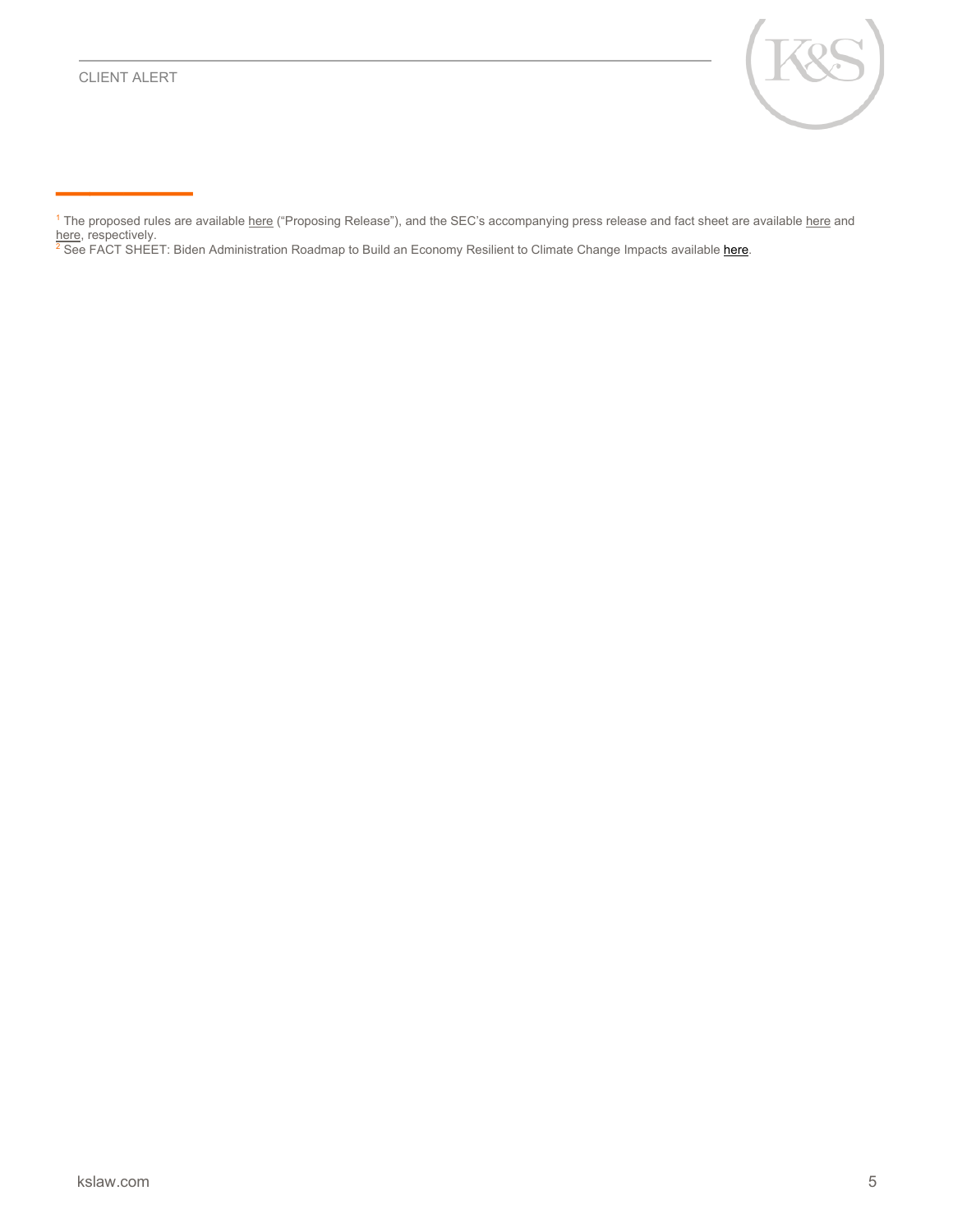[1] The proposed rules are available here ("Proposing Release"), and the SEC's accompanying press release and fact sheet are available here and here, respectively.

[2] See FACT SHEET: Biden Administration Roadmap to Build an Economy Resilient to Climate Change Impacts available here.